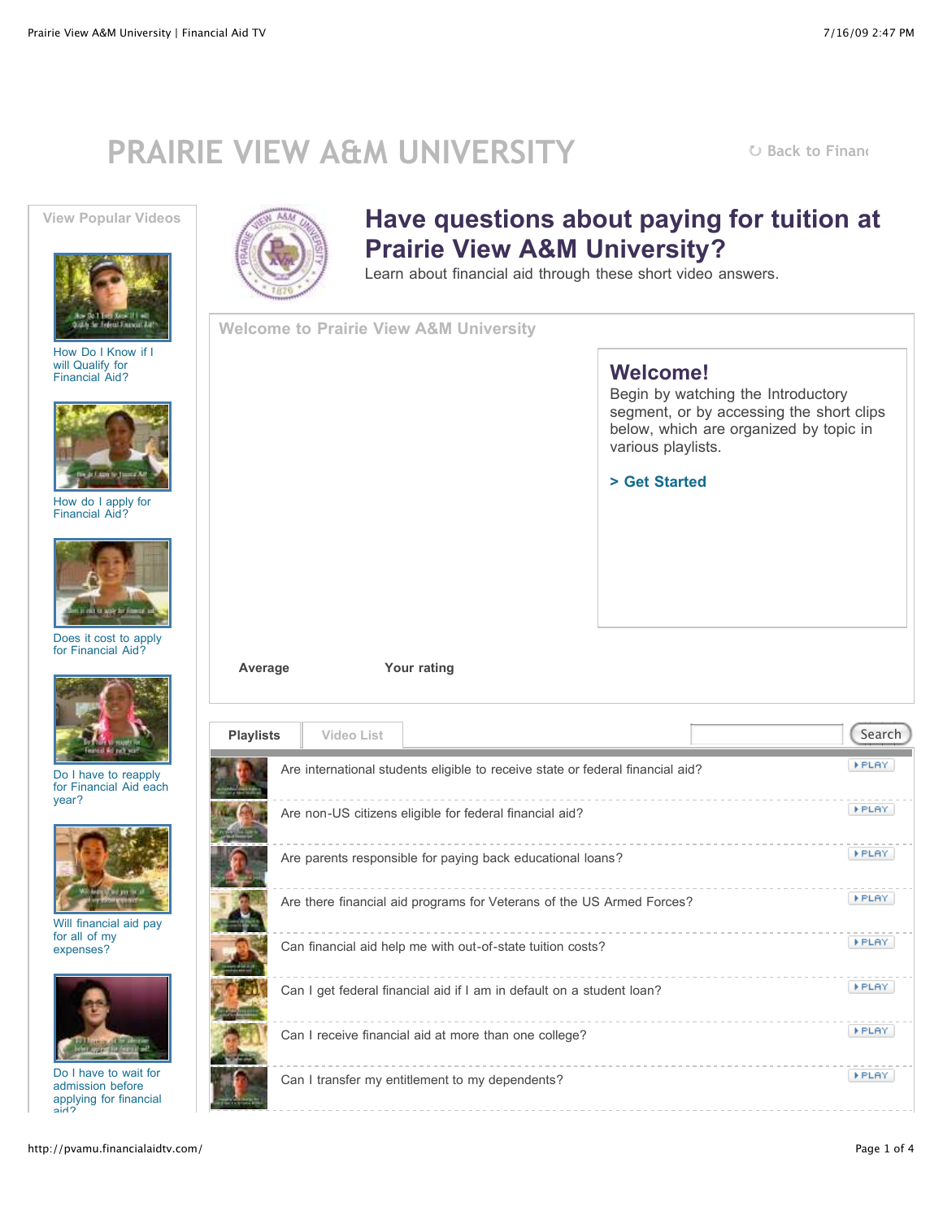# PRAIRIE VIEW A&M UNIVERSITY

Back to Financ

**View Popular Videos**

- How Do I Know if I will Qualify for Financial Aid?
- How do I apply for Financial Aid?
- Does it cost to apply for Financial Aid?
- Do I have to reapply for Financial Aid each year?
- Will financial aid pay for all of my expenses?
- Do I have to wait for admission before applying for financial aid?

## Have questions about paying for tuition at Prairie View A&M University?

Learn about financial aid through these short video answers.

**Welcome to Prairie View A&M University**

### Welcome!

Begin by watching the Introductory segment, or by accessing the short clips below, which are organized by topic in various playlists.

**> Get Started**

**Average** **Your rating**

**Playlists** | Video List | Search

- Are international students eligible to receive state or federal financial aid? PLAY
- Are non-US citizens eligible for federal financial aid? PLAY
- Are parents responsible for paying back educational loans? PLAY
- Are there financial aid programs for Veterans of the US Armed Forces? PLAY
- Can financial aid help me with out-of-state tuition costs? PLAY
- Can I get federal financial aid if I am in default on a student loan? PLAY
- Can I receive financial aid at more than one college? PLAY
- Can I transfer my entitlement to my dependents? PLAY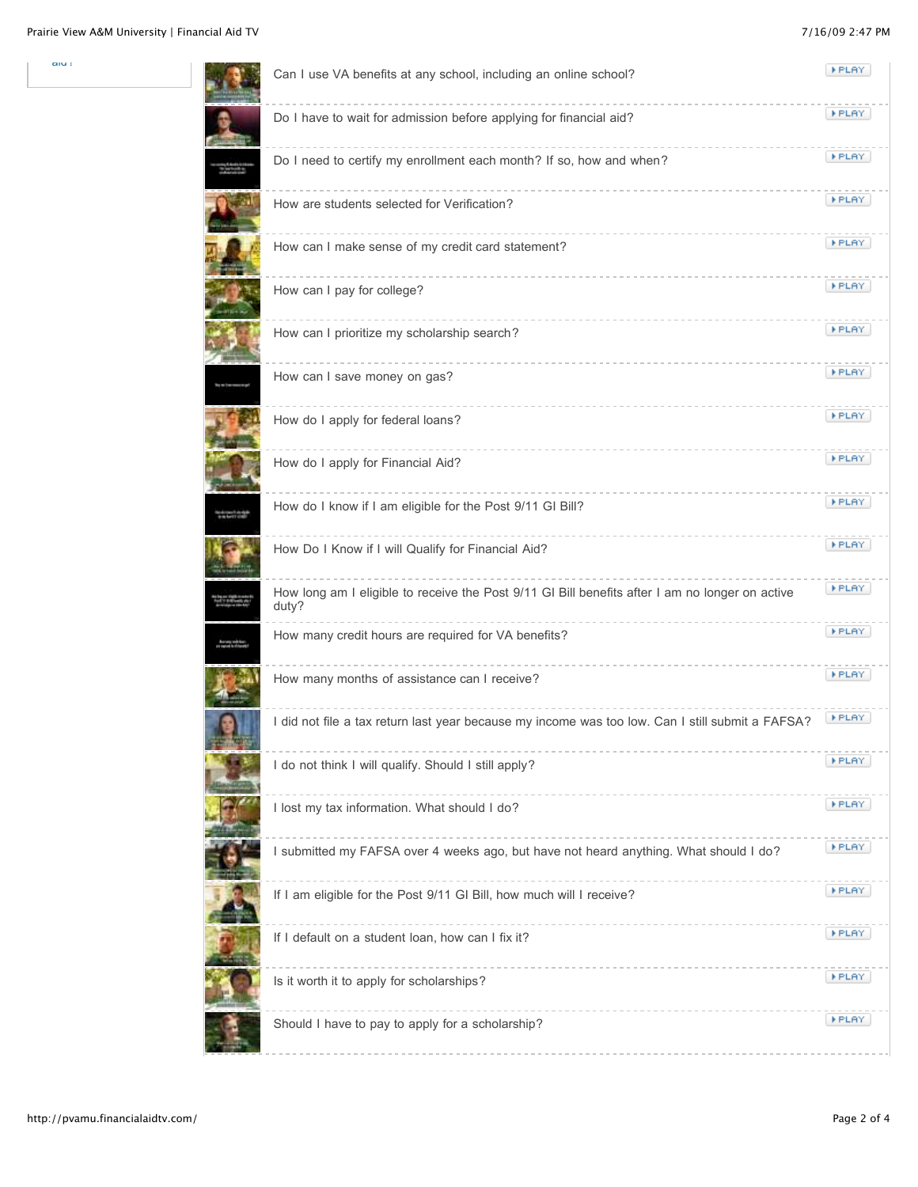aid?

- Can I use VA benefits at any school, including an online school? PLAY
- Do I have to wait for admission before applying for financial aid? PLAY
- Do I need to certify my enrollment each month? If so, how and when? PLAY
- How are students selected for Verification? PLAY
- How can I make sense of my credit card statement? PLAY
- How can I pay for college? PLAY
- How can I prioritize my scholarship search? PLAY
- How can I save money on gas? PLAY
- How do I apply for federal loans? PLAY
- How do I apply for Financial Aid? PLAY
- How do I know if I am eligible for the Post 9/11 GI Bill? PLAY
- How Do I Know if I will Qualify for Financial Aid? PLAY
- How long am I eligible to receive the Post 9/11 GI Bill benefits after I am no longer on active duty? PLAY
- How many credit hours are required for VA benefits? PLAY
- How many months of assistance can I receive? PLAY
- I did not file a tax return last year because my income was too low. Can I still submit a FAFSA? PLAY
- I do not think I will qualify. Should I still apply? PLAY
- I lost my tax information. What should I do? PLAY
- I submitted my FAFSA over 4 weeks ago, but have not heard anything. What should I do? PLAY
- If I am eligible for the Post 9/11 GI Bill, how much will I receive? PLAY
- If I default on a student loan, how can I fix it? PLAY
- Is it worth it to apply for scholarships? PLAY
- Should I have to pay to apply for a scholarship? PLAY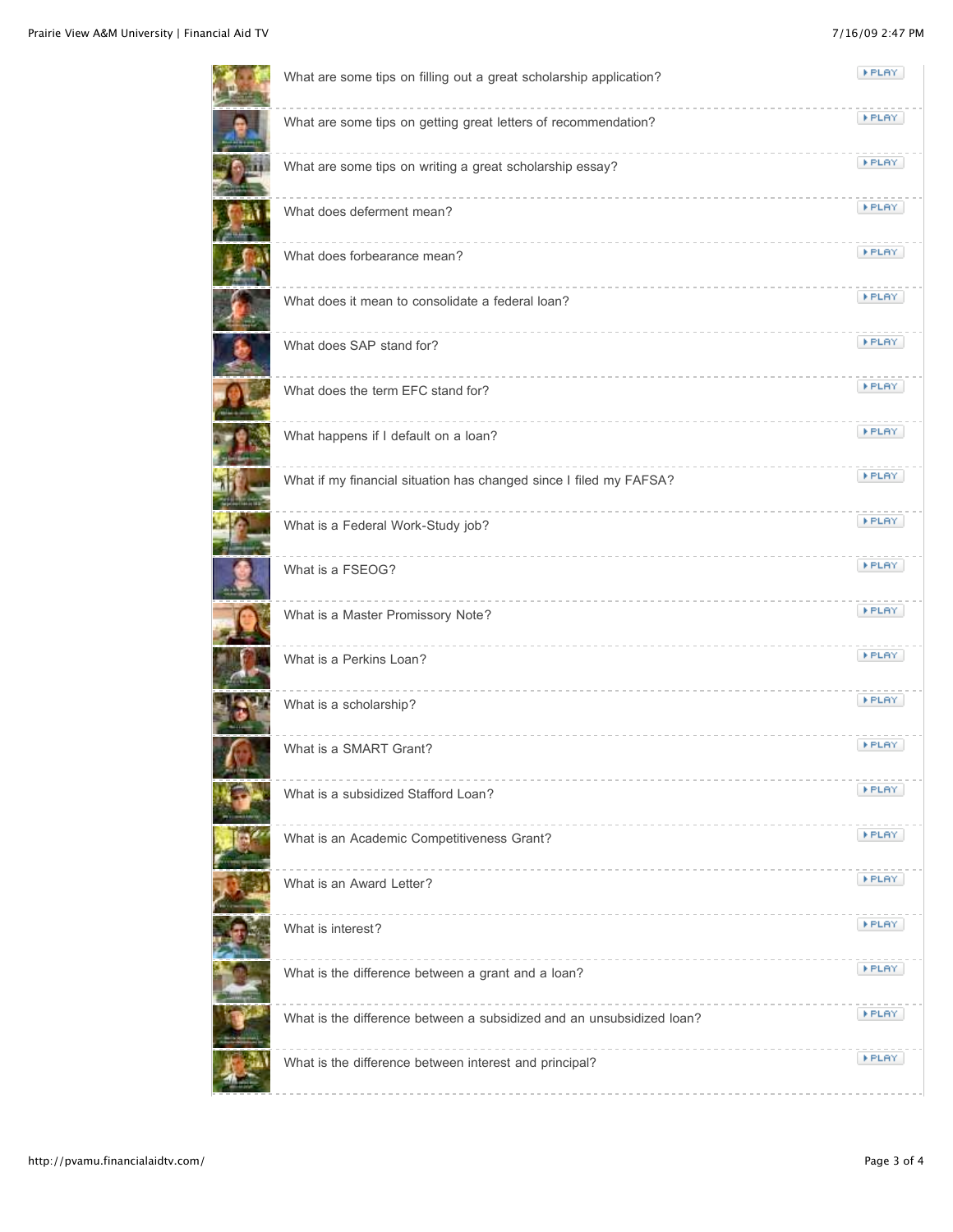What are some tips on filling out a great scholarship application?

What are some tips on getting great letters of recommendation?

What are some tips on writing a great scholarship essay?

What does deferment mean?

What does forbearance mean?

What does it mean to consolidate a federal loan?

What does SAP stand for?

What does the term EFC stand for?

What happens if I default on a loan?

What if my financial situation has changed since I filed my FAFSA?

What is a Federal Work-Study job?

What is a FSEOG?

What is a Master Promissory Note?

What is a Perkins Loan?

What is a scholarship?

What is a SMART Grant?

What is a subsidized Stafford Loan?

What is an Academic Competitiveness Grant?

What is an Award Letter?

What is interest?

What is the difference between a grant and a loan?

What is the difference between a subsidized and an unsubsidized loan?

What is the difference between interest and principal?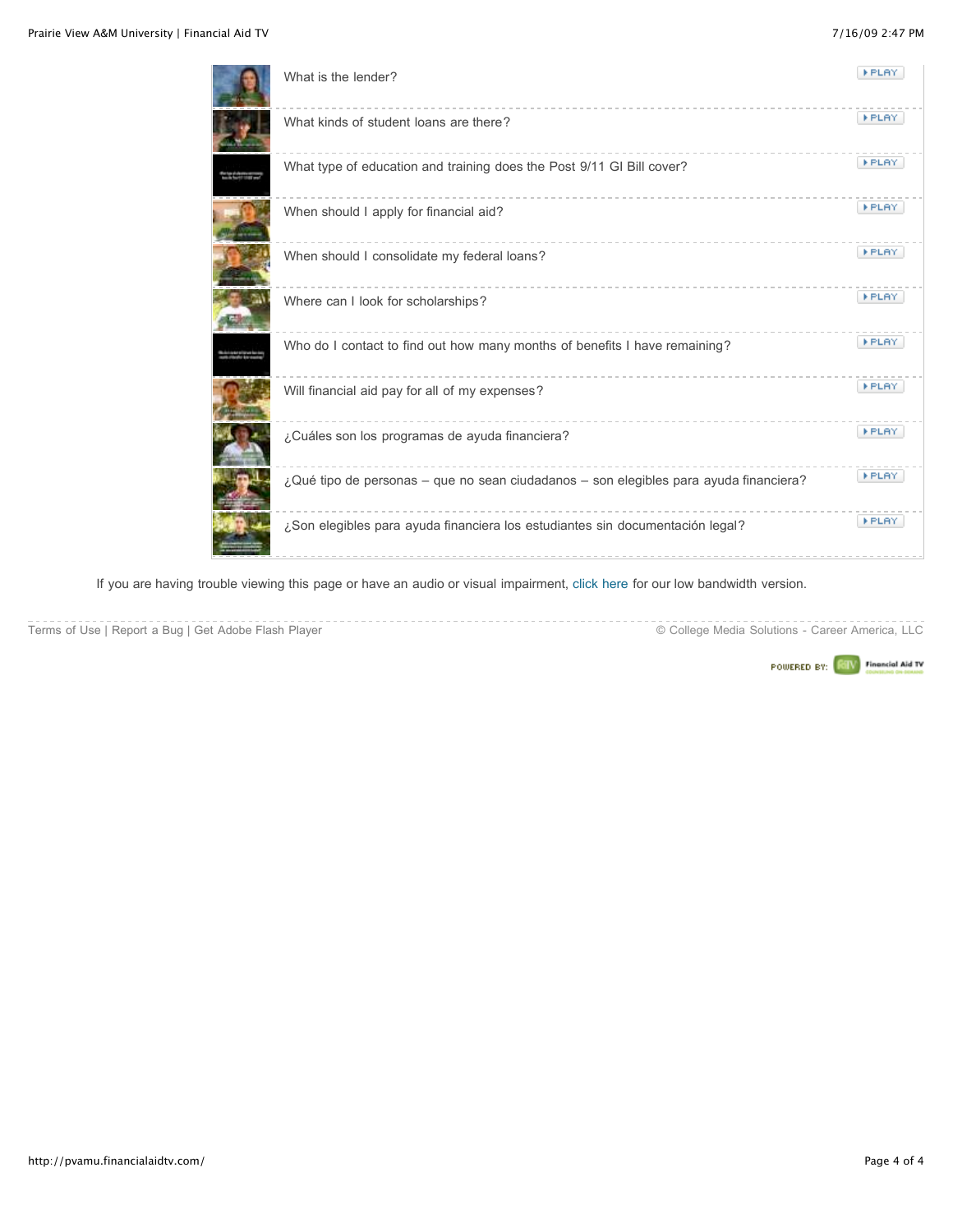| | | |
|---|---|---|
| | What is the lender? | ▶PLAY |
| | What kinds of student loans are there? | ▶PLAY |
| | What type of education and training does the Post 9/11 GI Bill cover? | ▶PLAY |
| | When should I apply for financial aid? | ▶PLAY |
| | When should I consolidate my federal loans? | ▶PLAY |
| | Where can I look for scholarships? | ▶PLAY |
| | Who do I contact to find out how many months of benefits I have remaining? | ▶PLAY |
| | Will financial aid pay for all of my expenses? | ▶PLAY |
| | ¿Cuáles son los programas de ayuda financiera? | ▶PLAY |
| | ¿Qué tipo de personas – que no sean ciudadanos – son elegibles para ayuda financiera? | ▶PLAY |
| | ¿Son elegibles para ayuda financiera los estudiantes sin documentación legal? | ▶PLAY |

If you are having trouble viewing this page or have an audio or visual impairment, click here for our low bandwidth version.

Terms of Use | Report a Bug | Get Adobe Flash Player

© College Media Solutions - Career America, LLC

POWERED BY: Financial Aid TV